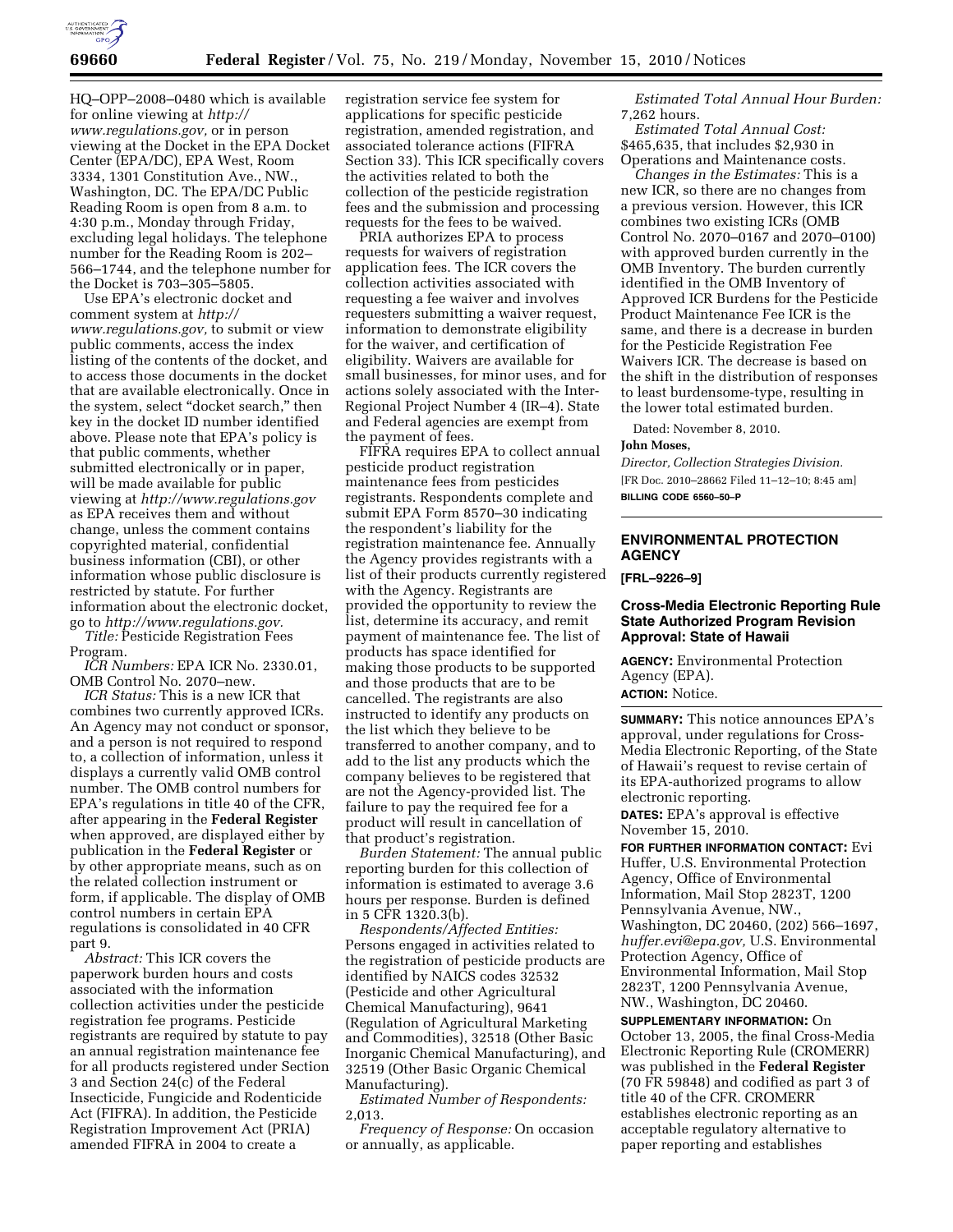HQ–OPP–2008–0480 which is available for online viewing at *http://www.regulations.gov,* or in person viewing at the Docket in the EPA Docket Center (EPA/DC), EPA West, Room 3334, 1301 Constitution Ave., NW., Washington, DC. The EPA/DC Public Reading Room is open from 8 a.m. to 4:30 p.m., Monday through Friday, excluding legal holidays. The telephone number for the Reading Room is 202–566–1744, and the telephone number for the Docket is 703–305–5805.

Use EPA's electronic docket and comment system at *http://www.regulations.gov,* to submit or view public comments, access the index listing of the contents of the docket, and to access those documents in the docket that are available electronically. Once in the system, select "docket search," then key in the docket ID number identified above. Please note that EPA's policy is that public comments, whether submitted electronically or in paper, will be made available for public viewing at *http://www.regulations.gov* as EPA receives them and without change, unless the comment contains copyrighted material, confidential business information (CBI), or other information whose public disclosure is restricted by statute. For further information about the electronic docket, go to *http://www.regulations.gov.*

*Title:* Pesticide Registration Fees Program.

*ICR Numbers:* EPA ICR No. 2330.01, OMB Control No. 2070–new.

*ICR Status:* This is a new ICR that combines two currently approved ICRs. An Agency may not conduct or sponsor, and a person is not required to respond to, a collection of information, unless it displays a currently valid OMB control number. The OMB control numbers for EPA's regulations in title 40 of the CFR, after appearing in the **Federal Register** when approved, are displayed either by publication in the **Federal Register** or by other appropriate means, such as on the related collection instrument or form, if applicable. The display of OMB control numbers in certain EPA regulations is consolidated in 40 CFR part 9.

*Abstract:* This ICR covers the paperwork burden hours and costs associated with the information collection activities under the pesticide registration fee programs. Pesticide registrants are required by statute to pay an annual registration maintenance fee for all products registered under Section 3 and Section 24(c) of the Federal Insecticide, Fungicide and Rodenticide Act (FIFRA). In addition, the Pesticide Registration Improvement Act (PRIA) amended FIFRA in 2004 to create a registration service fee system for applications for specific pesticide registration, amended registration, and associated tolerance actions (FIFRA Section 33). This ICR specifically covers the activities related to both the collection of the pesticide registration fees and the submission and processing requests for the fees to be waived.

PRIA authorizes EPA to process requests for waivers of registration application fees. The ICR covers the collection activities associated with requesting a fee waiver and involves requesters submitting a waiver request, information to demonstrate eligibility for the waiver, and certification of eligibility. Waivers are available for small businesses, for minor uses, and for actions solely associated with the Inter-Regional Project Number 4 (IR–4). State and Federal agencies are exempt from the payment of fees.

FIFRA requires EPA to collect annual pesticide product registration maintenance fees from pesticides registrants. Respondents complete and submit EPA Form 8570–30 indicating the respondent's liability for the registration maintenance fee. Annually the Agency provides registrants with a list of their products currently registered with the Agency. Registrants are provided the opportunity to review the list, determine its accuracy, and remit payment of maintenance fee. The list of products has space identified for making those products to be supported and those products that are to be cancelled. The registrants are also instructed to identify any products on the list which they believe to be transferred to another company, and to add to the list any products which the company believes to be registered that are not the Agency-provided list. The failure to pay the required fee for a product will result in cancellation of that product's registration.

*Burden Statement:* The annual public reporting burden for this collection of information is estimated to average 3.6 hours per response. Burden is defined in 5 CFR 1320.3(b).

*Respondents/Affected Entities:* Persons engaged in activities related to the registration of pesticide products are identified by NAICS codes 32532 (Pesticide and other Agricultural Chemical Manufacturing), 9641 (Regulation of Agricultural Marketing and Commodities), 32518 (Other Basic Inorganic Chemical Manufacturing), and 32519 (Other Basic Organic Chemical Manufacturing).

*Estimated Number of Respondents:* 2,013.

*Frequency of Response:* On occasion or annually, as applicable.

*Estimated Total Annual Hour Burden:* 7,262 hours.

*Estimated Total Annual Cost:* $465,635, that includes $2,930 in Operations and Maintenance costs.

*Changes in the Estimates:* This is a new ICR, so there are no changes from a previous version. However, this ICR combines two existing ICRs (OMB Control No. 2070–0167 and 2070–0100) with approved burden currently in the OMB Inventory. The burden currently identified in the OMB Inventory of Approved ICR Burdens for the Pesticide Product Maintenance Fee ICR is the same, and there is a decrease in burden for the Pesticide Registration Fee Waivers ICR. The decrease is based on the shift in the distribution of responses to least burdensome-type, resulting in the lower total estimated burden.

Dated: November 8, 2010.

**John Moses,**

*Director, Collection Strategies Division.*

[FR Doc. 2010–28662 Filed 11–12–10; 8:45 am]

**BILLING CODE 6560–50–P**

---

## ENVIRONMENTAL PROTECTION AGENCY

**[FRL–9226–9]**

### Cross-Media Electronic Reporting Rule State Authorized Program Revision Approval: State of Hawaii

**AGENCY:** Environmental Protection Agency (EPA).

**ACTION:** Notice.

**SUMMARY:** This notice announces EPA's approval, under regulations for Cross-Media Electronic Reporting, of the State of Hawaii's request to revise certain of its EPA-authorized programs to allow electronic reporting.

**DATES:** EPA's approval is effective November 15, 2010.

**FOR FURTHER INFORMATION CONTACT:** Evi Huffer, U.S. Environmental Protection Agency, Office of Environmental Information, Mail Stop 2823T, 1200 Pennsylvania Avenue, NW., Washington, DC 20460, (202) 566–1697, *huffer.evi@epa.gov,* U.S. Environmental Protection Agency, Office of Environmental Information, Mail Stop 2823T, 1200 Pennsylvania Avenue, NW., Washington, DC 20460.

**SUPPLEMENTARY INFORMATION:** On October 13, 2005, the final Cross-Media Electronic Reporting Rule (CROMERR) was published in the **Federal Register** (70 FR 59848) and codified as part 3 of title 40 of the CFR. CROMERR establishes electronic reporting as an acceptable regulatory alternative to paper reporting and establishes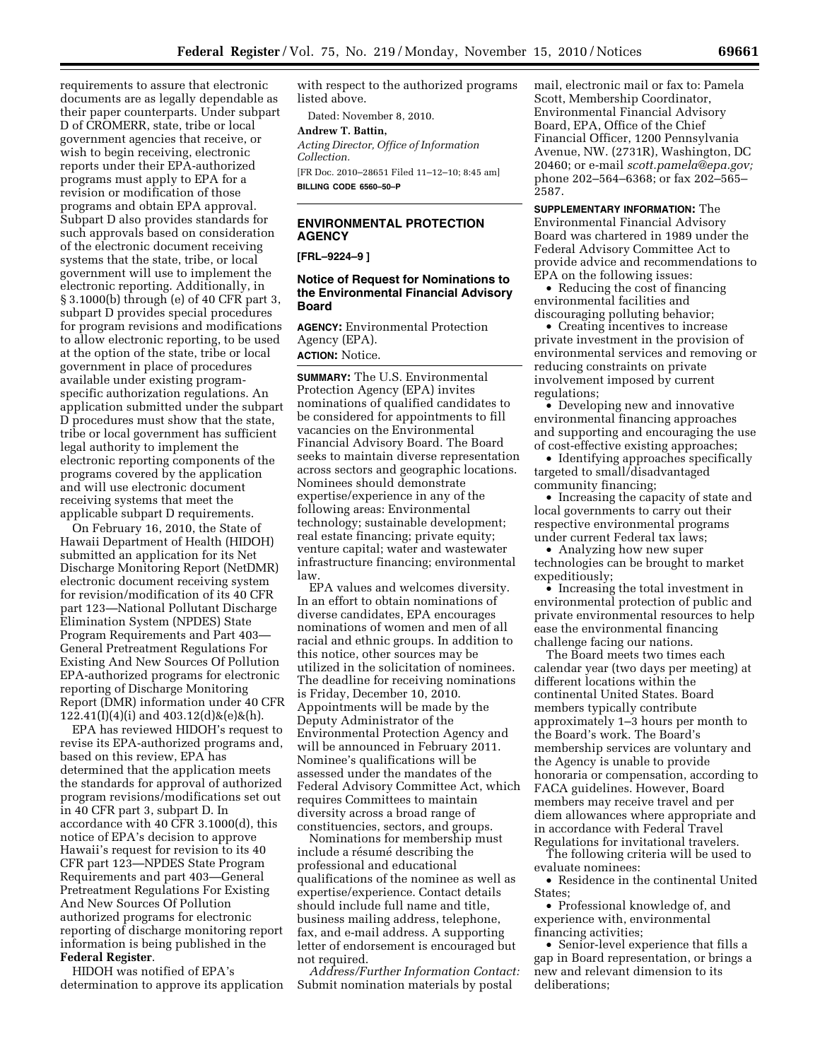requirements to assure that electronic documents are as legally dependable as their paper counterparts. Under subpart D of CROMERR, state, tribe or local government agencies that receive, or wish to begin receiving, electronic reports under their EPA-authorized programs must apply to EPA for a revision or modification of those programs and obtain EPA approval. Subpart D also provides standards for such approvals based on consideration of the electronic document receiving systems that the state, tribe, or local government will use to implement the electronic reporting. Additionally, in § 3.1000(b) through (e) of 40 CFR part 3, subpart D provides special procedures for program revisions and modifications to allow electronic reporting, to be used at the option of the state, tribe or local government in place of procedures available under existing program-specific authorization regulations. An application submitted under the subpart D procedures must show that the state, tribe or local government has sufficient legal authority to implement the electronic reporting components of the programs covered by the application and will use electronic document receiving systems that meet the applicable subpart D requirements.

On February 16, 2010, the State of Hawaii Department of Health (HIDOH) submitted an application for its Net Discharge Monitoring Report (NetDMR) electronic document receiving system for revision/modification of its 40 CFR part 123—National Pollutant Discharge Elimination System (NPDES) State Program Requirements and Part 403—General Pretreatment Regulations For Existing And New Sources Of Pollution EPA-authorized programs for electronic reporting of Discharge Monitoring Report (DMR) information under 40 CFR 122.41(I)(4)(i) and 403.12(d)&(e)&(h).

EPA has reviewed HIDOH's request to revise its EPA-authorized programs and, based on this review, EPA has determined that the application meets the standards for approval of authorized program revisions/modifications set out in 40 CFR part 3, subpart D. In accordance with 40 CFR 3.1000(d), this notice of EPA's decision to approve Hawaii's request for revision to its 40 CFR part 123—NPDES State Program Requirements and part 403—General Pretreatment Regulations For Existing And New Sources Of Pollution authorized programs for electronic reporting of discharge monitoring report information is being published in the **Federal Register**.

HIDOH was notified of EPA's determination to approve its application with respect to the authorized programs listed above.

Dated: November 8, 2010.

**Andrew T. Battin,**

*Acting Director, Office of Information Collection.*

[FR Doc. 2010–28651 Filed 11–12–10; 8:45 am]

**BILLING CODE 6560–50–P**

---

## ENVIRONMENTAL PROTECTION AGENCY

**[FRL–9224–9 ]**

### Notice of Request for Nominations to the Environmental Financial Advisory Board

**AGENCY:** Environmental Protection Agency (EPA).

**ACTION:** Notice.

**SUMMARY:** The U.S. Environmental Protection Agency (EPA) invites nominations of qualified candidates to be considered for appointments to fill vacancies on the Environmental Financial Advisory Board. The Board seeks to maintain diverse representation across sectors and geographic locations. Nominees should demonstrate expertise/experience in any of the following areas: Environmental technology; sustainable development; real estate financing; private equity; venture capital; water and wastewater infrastructure financing; environmental law.

EPA values and welcomes diversity. In an effort to obtain nominations of diverse candidates, EPA encourages nominations of women and men of all racial and ethnic groups. In addition to this notice, other sources may be utilized in the solicitation of nominees. The deadline for receiving nominations is Friday, December 10, 2010. Appointments will be made by the Deputy Administrator of the Environmental Protection Agency and will be announced in February 2011. Nominee's qualifications will be assessed under the mandates of the Federal Advisory Committee Act, which requires Committees to maintain diversity across a broad range of constituencies, sectors, and groups.

Nominations for membership must include a résumé describing the professional and educational qualifications of the nominee as well as expertise/experience. Contact details should include full name and title, business mailing address, telephone, fax, and e-mail address. A supporting letter of endorsement is encouraged but not required.

*Address/Further Information Contact:* Submit nomination materials by postal mail, electronic mail or fax to: Pamela Scott, Membership Coordinator, Environmental Financial Advisory Board, EPA, Office of the Chief Financial Officer, 1200 Pennsylvania Avenue, NW. (2731R), Washington, DC 20460; or e-mail *scott.pamela@epa.gov;* phone 202–564–6368; or fax 202–565–2587.

**SUPPLEMENTARY INFORMATION:** The Environmental Financial Advisory Board was chartered in 1989 under the Federal Advisory Committee Act to provide advice and recommendations to EPA on the following issues:

- Reducing the cost of financing environmental facilities and discouraging polluting behavior;
- Creating incentives to increase private investment in the provision of environmental services and removing or reducing constraints on private involvement imposed by current regulations;
- Developing new and innovative environmental financing approaches and supporting and encouraging the use of cost-effective existing approaches;
- Identifying approaches specifically targeted to small/disadvantaged community financing;
- Increasing the capacity of state and local governments to carry out their respective environmental programs under current Federal tax laws;
- Analyzing how new super technologies can be brought to market expeditiously;
- Increasing the total investment in environmental protection of public and private environmental resources to help ease the environmental financing challenge facing our nations.

The Board meets two times each calendar year (two days per meeting) at different locations within the continental United States. Board members typically contribute approximately 1–3 hours per month to the Board's work. The Board's membership services are voluntary and the Agency is unable to provide honoraria or compensation, according to FACA guidelines. However, Board members may receive travel and per diem allowances where appropriate and in accordance with Federal Travel Regulations for invitational travelers.

The following criteria will be used to evaluate nominees:

- Residence in the continental United States;
- Professional knowledge of, and experience with, environmental financing activities;
- Senior-level experience that fills a gap in Board representation, or brings a new and relevant dimension to its deliberations;